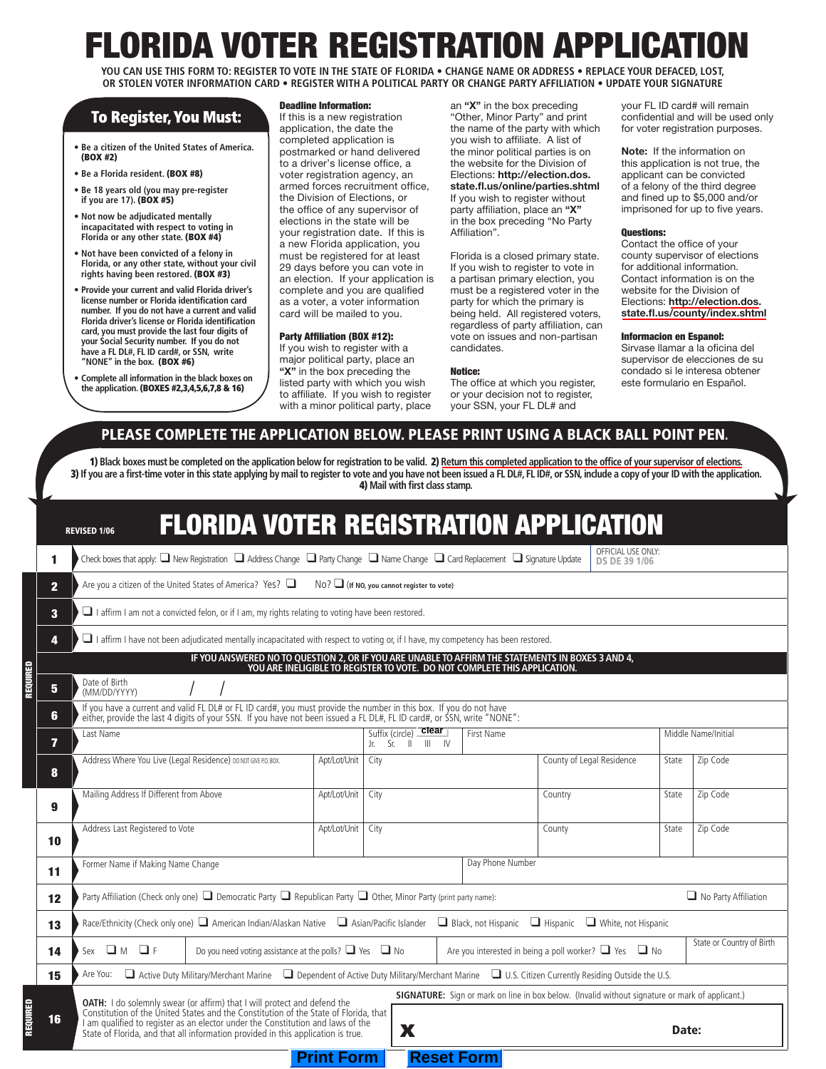# FLORIDA VOTER REGISTRATION APPLICATION

**YOU CAN USE THIS FORM TO: REGISTER TO VOTE IN THE STATE OF FLORIDA • CHANGE NAME OR ADDRESS • REPLACE YOUR DEFACED, LOST, OR STOLEN VOTER INFORMATION CARD • REGISTER WITH A POLITICAL PARTY OR CHANGE PARTY AFFILIATION • UPDATE YOUR SIGNATURE**

## To Register, You Must:

- **Be a citizen of the United States of America. (BOX #2)**
- **Be a Florida resident. (BOX #8)**
- **Be 18 years old (you may pre-register if you are 17). (BOX #5)**
- **Not now be adjudicated mentally incapacitated with respect to voting in Florida or any other state. (BOX #4)**
- **Not have been convicted of a felony in Florida, or any other state, without your civil rights having been restored. (BOX #3)**
- **Provide your current and valid Florida driver's license number or Florida identification card number. If you do not have a current and valid Florida driver's license or Florida identification card, you must provide the last four digits of your Social Security number. If you do not have a FL DL#, FL ID card#, or SSN, write "NONE" in the box. (BOX #6)**
- **Complete all information in the black boxes on the application. (BOXES #2,3,4,5,6,7,8 & 16)**

**Deadline Information:**
If this is a new registration application, the date the completed application is postmarked or hand delivered to a driver's license office, a voter registration agency, an armed forces recruitment office, the Division of Elections, or the office of any supervisor of elections in the state will be your registration date. If this is a new Florida application, you must be registered for at least 29 days before you can vote in an election. If your application is complete and you are qualified as a voter, a voter information card will be mailed to you.

**Party Affiliation (BOX #12):**
If you wish to register with a major political party, place an **"X"** in the box preceding the listed party with which you wish to affiliate. If you wish to register with a minor political party, place an **"X"** in the box preceding "Other, Minor Party" and print the name of the party with which you wish to affiliate. A list of the minor political parties is on the website for the Division of Elections: **http://election.dos.state.fl.us/online/parties.shtml** If you wish to register without party affiliation, place an **"X"** in the box preceding "No Party Affiliation".

Florida is a closed primary state. If you wish to register to vote in a partisan primary election, you must be a registered voter in the party for which the primary is being held. All registered voters, regardless of party affiliation, can vote on issues and non-partisan candidates.

**Notice:**
The office at which you register, or your decision not to register, your SSN, your FL DL# and your FL ID card# will remain confidential and will be used only for voter registration purposes.

**Note:** If the information on this application is not true, the applicant can be convicted of a felony of the third degree and fined up to $5,000 and/or imprisoned for up to five years.

**Questions:**
Contact the office of your county supervisor of elections for additional information. Contact information is on the website for the Division of Elections: **http://election.dos.state.fl.us/county/index.shtml**

**Informacion en Espanol:**
Sirvase llamar a la oficina del supervisor de elecciones de su condado si le interesa obtener este formulario en Español.

## PLEASE COMPLETE THE APPLICATION BELOW. PLEASE PRINT USING A BLACK BALL POINT PEN.

**1) Black boxes must be completed on the application below for registration to be valid. 2) Return this completed application to the office of your supervisor of elections. 3) If you are a first-time voter in this state applying by mail to register to vote and you have not been issued a FL DL#, FL ID#, or SSN, include a copy of your ID with the application. 4) Mail with first class stamp.**

REVISED 1/06

## FLORIDA VOTER REGISTRATION APPLICATION

OFFICIAL USE ONLY: DS DE 39 1/06

**1** Check boxes that apply: ☐ New Registration ☐ Address Change ☐ Party Change ☐ Name Change ☐ Card Replacement ☐ Signature Update

**2** Are you a citizen of the United States of America? Yes? ☐ No? ☐ (If NO, you cannot register to vote)

**3** ☐ I affirm I am not a convicted felon, or if I am, my rights relating to voting have been restored.

**4** ☐ I affirm I have not been adjudicated mentally incapacitated with respect to voting or, if I have, my competency has been restored.

**IF YOU ANSWERED NO TO QUESTION 2, OR IF YOU ARE UNABLE TO AFFIRM THE STATEMENTS IN BOXES 3 AND 4, YOU ARE INELIGIBLE TO REGISTER TO VOTE. DO NOT COMPLETE THIS APPLICATION.**

**5** Date of Birth (MM/DD/YYYY) / /

**6** If you have a current and valid FL DL# or FL ID card#, you must provide the number in this box. If you do not have either, provide the last 4 digits of your SSN. If you have not been issued a FL DL#, FL ID card#, or SSN, write "NONE":

**7** Last Name | Suffix (circle) clear Jr. Sr. II III IV | First Name | Middle Name/Initial

**8** Address Where You Live (Legal Residence) DO NOT GIVE P.O. BOX. | Apt/Lot/Unit | City | County of Legal Residence | State | Zip Code

**9** Mailing Address If Different from Above | Apt/Lot/Unit | City | Country | State | Zip Code

**10** Address Last Registered to Vote | Apt/Lot/Unit | City | County | State | Zip Code

**11** Former Name if Making Name Change | Day Phone Number

**12** Party Affiliation (Check only one) ☐ Democratic Party ☐ Republican Party ☐ Other, Minor Party (print party name): ☐ No Party Affiliation

**13** Race/Ethnicity (Check only one) ☐ American Indian/Alaskan Native ☐ Asian/Pacific Islander ☐ Black, not Hispanic ☐ Hispanic ☐ White, not Hispanic

**14** Sex ☐ M ☐ F | Do you need voting assistance at the polls? ☐ Yes ☐ No | Are you interested in being a poll worker? ☐ Yes ☐ No | State or Country of Birth

**15** Are You: ☐ Active Duty Military/Merchant Marine ☐ Dependent of Active Duty Military/Merchant Marine ☐ U.S. Citizen Currently Residing Outside the U.S.

**16** **OATH:** I do solemnly swear (or affirm) that I will protect and defend the Constitution of the United States and the Constitution of the State of Florida, that I am qualified to register as an elector under the Constitution and laws of the State of Florida, and that all information provided in this application is true.

**SIGNATURE:** Sign or mark on line in box below. (Invalid without signature or mark of applicant.)

**X** **Date:**

REQUIRED

Print Form | Reset Form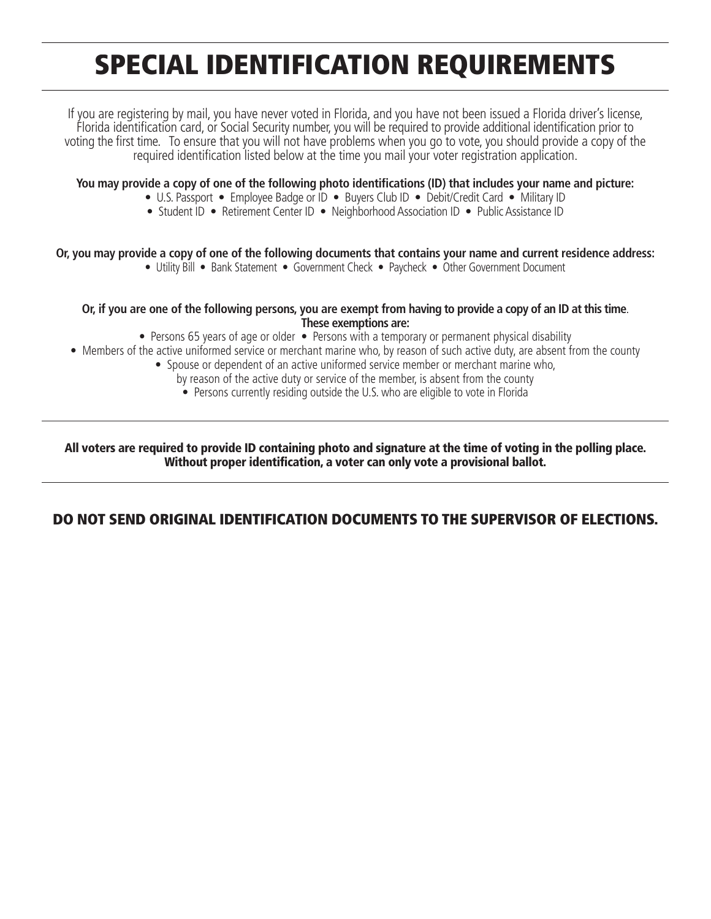# SPECIAL IDENTIFICATION REQUIREMENTS

If you are registering by mail, you have never voted in Florida, and you have not been issued a Florida driver's license, Florida identification card, or Social Security number, you will be required to provide additional identification prior to voting the first time. To ensure that you will not have problems when you go to vote, you should provide a copy of the required identification listed below at the time you mail your voter registration application.

**You may provide a copy of one of the following photo identifications (ID) that includes your name and picture:**

- U.S. Passport
- Employee Badge or ID
- Buyers Club ID
- Debit/Credit Card
- Military ID
- Student ID
- Retirement Center ID
- Neighborhood Association ID
- Public Assistance ID

**Or, you may provide a copy of one of the following documents that contains your name and current residence address:**

- Utility Bill
- Bank Statement
- Government Check
- Paycheck
- Other Government Document

**Or, if you are one of the following persons, you are exempt from having to provide a copy of an ID at this time. These exemptions are:**

- Persons 65 years of age or older
- Persons with a temporary or permanent physical disability
- Members of the active uniformed service or merchant marine who, by reason of such active duty, are absent from the county
- Spouse or dependent of an active uniformed service member or merchant marine who, by reason of the active duty or service of the member, is absent from the county
- Persons currently residing outside the U.S. who are eligible to vote in Florida

**All voters are required to provide ID containing photo and signature at the time of voting in the polling place. Without proper identification, a voter can only vote a provisional ballot.**

**DO NOT SEND ORIGINAL IDENTIFICATION DOCUMENTS TO THE SUPERVISOR OF ELECTIONS.**